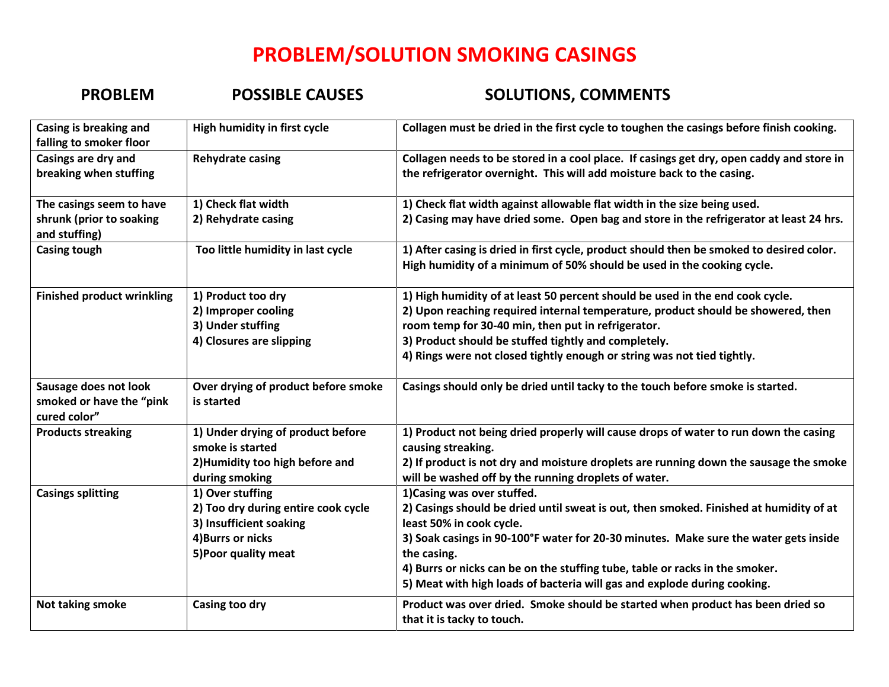# PROBLEM/SOLUTION SMOKING CASINGS

| PROBLEM | POSSIBLE CAUSES | SOLUTIONS, COMMENTS |
|---|---|---|
| Casing is breaking and falling to smoker floor | High humidity in first cycle | Collagen must be dried in the first cycle to toughen the casings before finish cooking. |
| Casings are dry and breaking when stuffing | Rehydrate casing | Collagen needs to be stored in a cool place. If casings get dry, open caddy and store in the refrigerator overnight. This will add moisture back to the casing. |
| The casings seem to have shrunk (prior to soaking and stuffing) | 1) Check flat width<br>2) Rehydrate casing | 1) Check flat width against allowable flat width in the size being used.<br>2) Casing may have dried some. Open bag and store in the refrigerator at least 24 hrs. |
| Casing tough | Too little humidity in last cycle | 1) After casing is dried in first cycle, product should then be smoked to desired color. High humidity of a minimum of 50% should be used in the cooking cycle. |
| Finished product wrinkling | 1) Product too dry<br>2) Improper cooling<br>3) Under stuffing<br>4) Closures are slipping | 1) High humidity of at least 50 percent should be used in the end cook cycle.<br>2) Upon reaching required internal temperature, product should be showered, then room temp for 30-40 min, then put in refrigerator.<br>3) Product should be stuffed tightly and completely.<br>4) Rings were not closed tightly enough or string was not tied tightly. |
| Sausage does not look smoked or have the "pink cured color" | Over drying of product before smoke is started | Casings should only be dried until tacky to the touch before smoke is started. |
| Products streaking | 1) Under drying of product before smoke is started<br>2)Humidity too high before and during smoking | 1) Product not being dried properly will cause drops of water to run down the casing causing streaking.<br>2) If product is not dry and moisture droplets are running down the sausage the smoke will be washed off by the running droplets of water. |
| Casings splitting | 1) Over stuffing<br>2) Too dry during entire cook cycle<br>3) Insufficient soaking<br>4)Burrs or nicks<br>5)Poor quality meat | 1)Casing was over stuffed.<br>2) Casings should be dried until sweat is out, then smoked. Finished at humidity of at least 50% in cook cycle.<br>3) Soak casings in 90-100°F water for 20-30 minutes. Make sure the water gets inside the casing.<br>4) Burrs or nicks can be on the stuffing tube, table or racks in the smoker.<br>5) Meat with high loads of bacteria will gas and explode during cooking. |
| Not taking smoke | Casing too dry | Product was over dried. Smoke should be started when product has been dried so that it is tacky to touch. |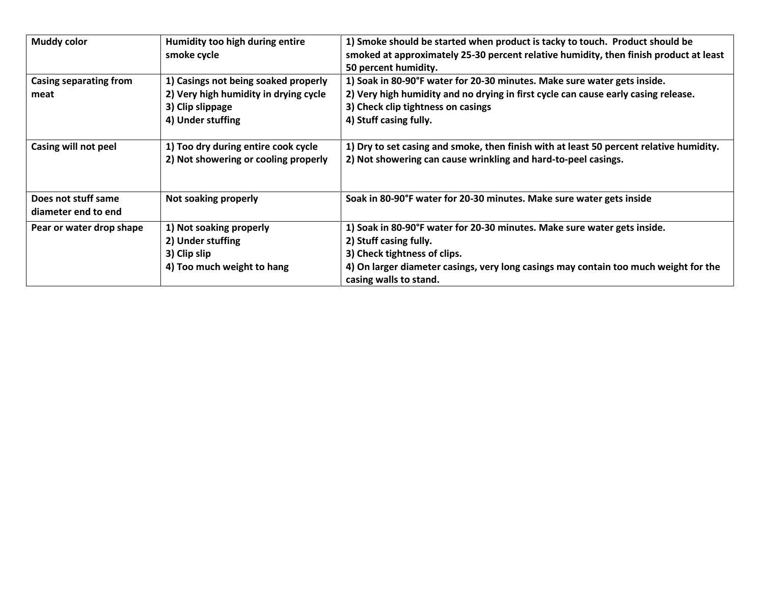| | | |
|---|---|---|
| **Muddy color** | **Humidity too high during entire smoke cycle** | **1) Smoke should be started when product is tacky to touch. Product should be smoked at approximately 25-30 percent relative humidity, then finish product at least 50 percent humidity.** |
| **Casing separating from meat** | **1) Casings not being soaked properly**<br>**2) Very high humidity in drying cycle**<br>**3) Clip slippage**<br>**4) Under stuffing** | **1) Soak in 80-90°F water for 20-30 minutes. Make sure water gets inside.**<br>**2) Very high humidity and no drying in first cycle can cause early casing release.**<br>**3) Check clip tightness on casings**<br>**4) Stuff casing fully.** |
| **Casing will not peel** | **1) Too dry during entire cook cycle**<br>**2) Not showering or cooling properly** | **1) Dry to set casing and smoke, then finish with at least 50 percent relative humidity.**<br>**2) Not showering can cause wrinkling and hard-to-peel casings.** |
| **Does not stuff same diameter end to end** | **Not soaking properly** | **Soak in 80-90°F water for 20-30 minutes. Make sure water gets inside** |
| **Pear or water drop shape** | **1) Not soaking properly**<br>**2) Under stuffing**<br>**3) Clip slip**<br>**4) Too much weight to hang** | **1) Soak in 80-90°F water for 20-30 minutes. Make sure water gets inside.**<br>**2) Stuff casing fully.**<br>**3) Check tightness of clips.**<br>**4) On larger diameter casings, very long casings may contain too much weight for the casing walls to stand.** |